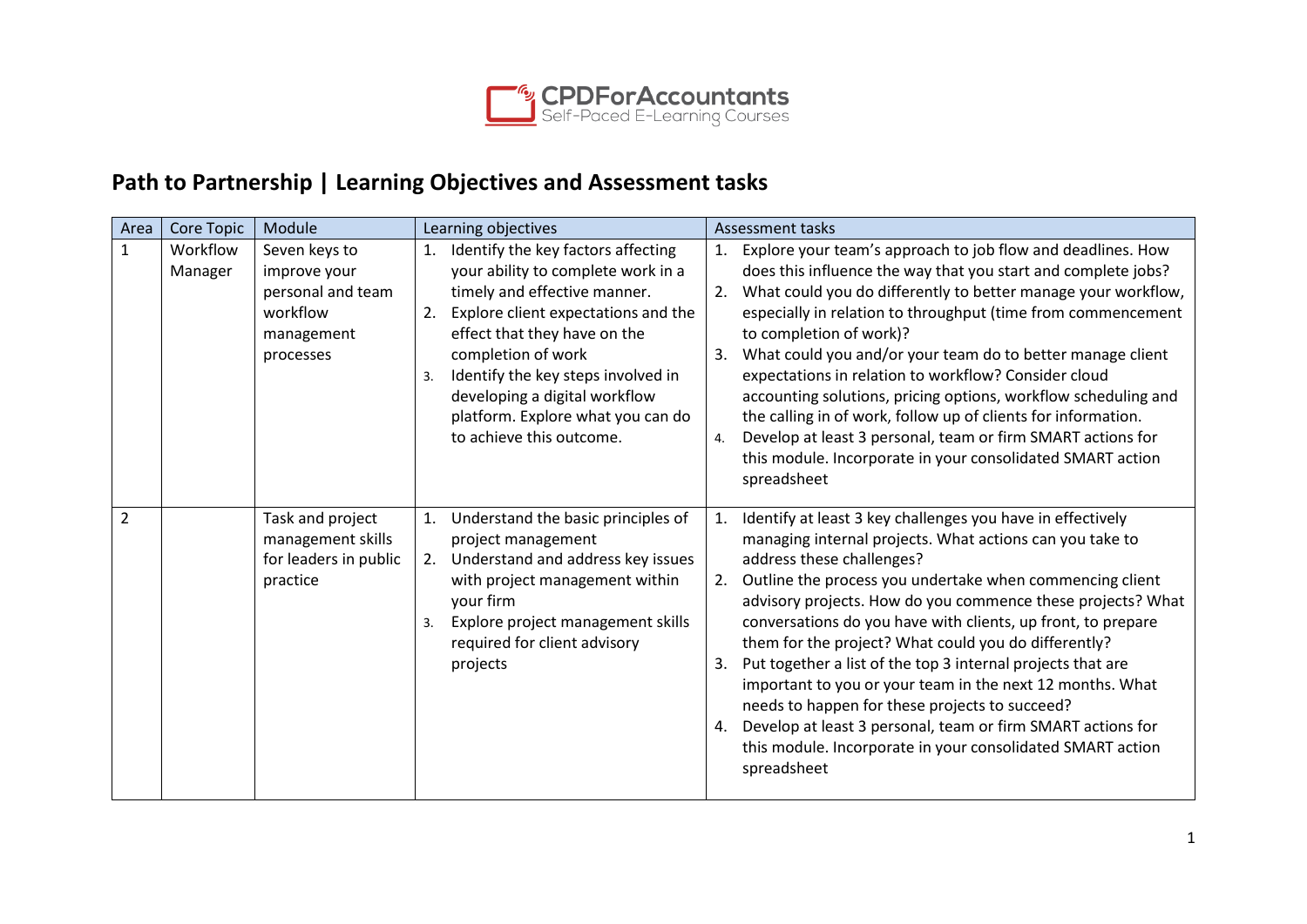CPDForAccountants
Self-Paced E-Learning Courses

# Path to Partnership | Learning Objectives and Assessment tasks

| Area | Core Topic | Module | Learning objectives | Assessment tasks |
|---|---|---|---|---|
| 1 | Workflow Manager | Seven keys to improve your personal and team workflow management processes | 1. Identify the key factors affecting your ability to complete work in a timely and effective manner.<br>2. Explore client expectations and the effect that they have on the completion of work<br>3. Identify the key steps involved in developing a digital workflow platform. Explore what you can do to achieve this outcome. | 1. Explore your team's approach to job flow and deadlines. How does this influence the way that you start and complete jobs?<br>2. What could you do differently to better manage your workflow, especially in relation to throughput (time from commencement to completion of work)?<br>3. What could you and/or your team do to better manage client expectations in relation to workflow? Consider cloud accounting solutions, pricing options, workflow scheduling and the calling in of work, follow up of clients for information.<br>4. Develop at least 3 personal, team or firm SMART actions for this module. Incorporate in your consolidated SMART action spreadsheet |
| 2 | | Task and project management skills for leaders in public practice | 1. Understand the basic principles of project management<br>2. Understand and address key issues with project management within your firm<br>3. Explore project management skills required for client advisory projects | 1. Identify at least 3 key challenges you have in effectively managing internal projects. What actions can you take to address these challenges?<br>2. Outline the process you undertake when commencing client advisory projects. How do you commence these projects? What conversations do you have with clients, up front, to prepare them for the project? What could you do differently?<br>3. Put together a list of the top 3 internal projects that are important to you or your team in the next 12 months. What needs to happen for these projects to succeed?<br>4. Develop at least 3 personal, team or firm SMART actions for this module. Incorporate in your consolidated SMART action spreadsheet |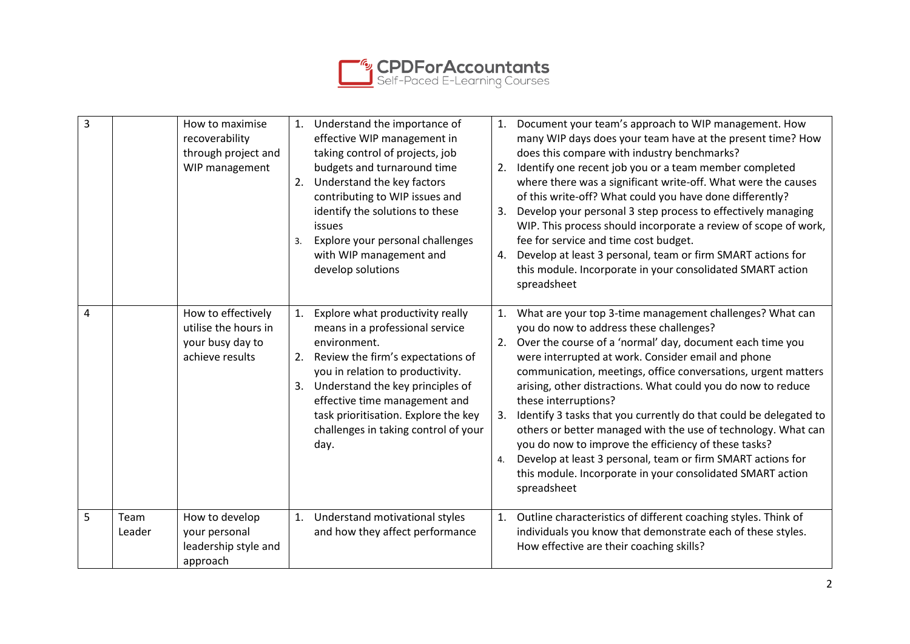| 3 | | How to maximise recoverability through project and WIP management | 1. Understand the importance of effective WIP management in taking control of projects, job budgets and turnaround time<br>2. Understand the key factors contributing to WIP issues and identify the solutions to these issues<br>3. Explore your personal challenges with WIP management and develop solutions | 1. Document your team's approach to WIP management. How many WIP days does your team have at the present time? How does this compare with industry benchmarks?<br>2. Identify one recent job you or a team member completed where there was a significant write-off. What were the causes of this write-off? What could you have done differently?<br>3. Develop your personal 3 step process to effectively managing WIP. This process should incorporate a review of scope of work, fee for service and time cost budget.<br>4. Develop at least 3 personal, team or firm SMART actions for this module. Incorporate in your consolidated SMART action spreadsheet |
|---|---|---|---|---|
| 4 | | How to effectively utilise the hours in your busy day to achieve results | 1. Explore what productivity really means in a professional service environment.<br>2. Review the firm's expectations of you in relation to productivity.<br>3. Understand the key principles of effective time management and task prioritisation. Explore the key challenges in taking control of your day. | 1. What are your top 3-time management challenges? What can you do now to address these challenges?<br>2. Over the course of a 'normal' day, document each time you were interrupted at work. Consider email and phone communication, meetings, office conversations, urgent matters arising, other distractions. What could you do now to reduce these interruptions?<br>3. Identify 3 tasks that you currently do that could be delegated to others or better managed with the use of technology. What can you do now to improve the efficiency of these tasks?<br>4. Develop at least 3 personal, team or firm SMART actions for this module. Incorporate in your consolidated SMART action spreadsheet |
| 5 | Team Leader | How to develop your personal leadership style and approach | 1. Understand motivational styles and how they affect performance | 1. Outline characteristics of different coaching styles. Think of individuals you know that demonstrate each of these styles. How effective are their coaching skills? |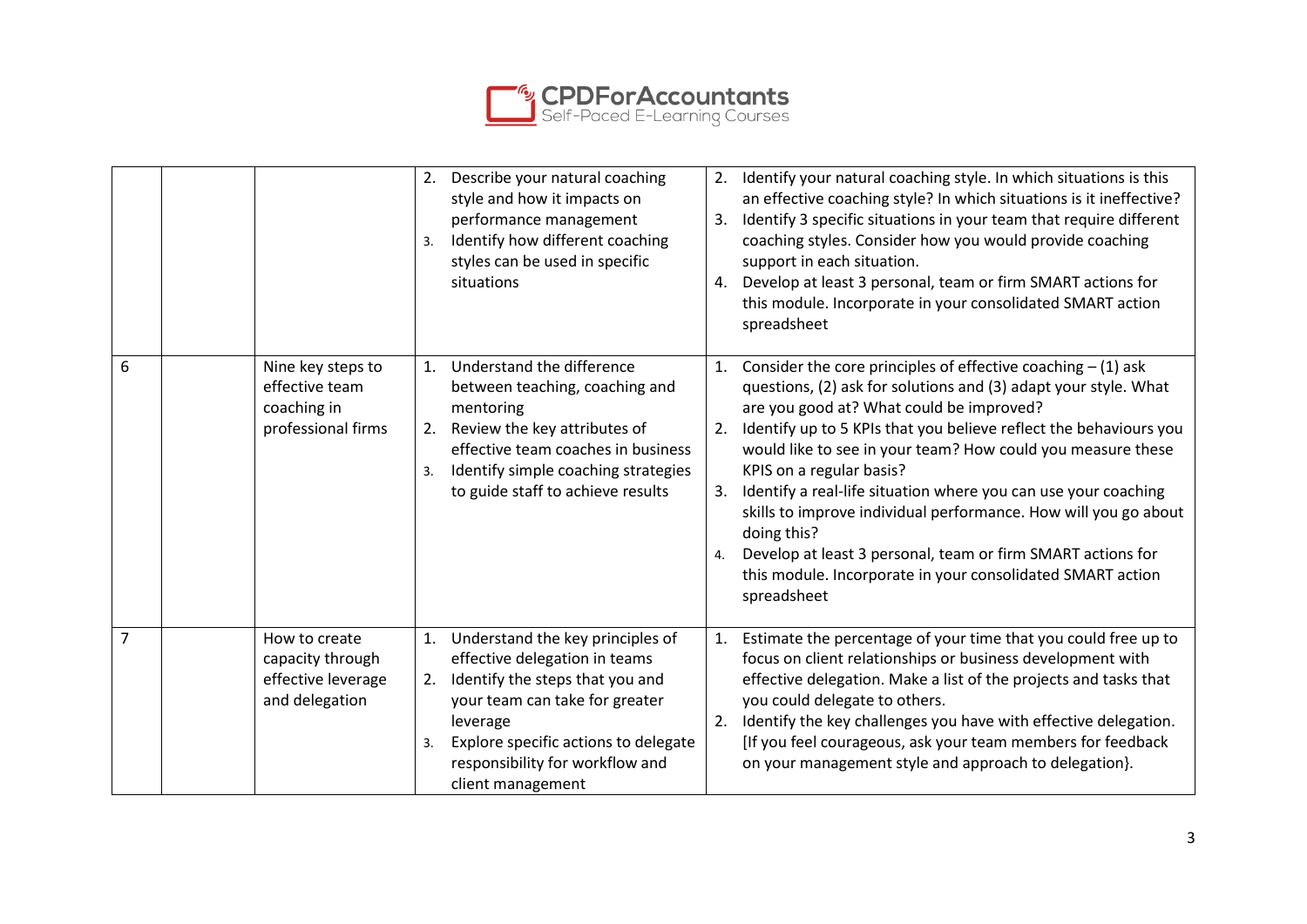| | | | | |
|---|---|---|---|---|
| | | | 2. Describe your natural coaching style and how it impacts on performance management<br>3. Identify how different coaching styles can be used in specific situations | 2. Identify your natural coaching style. In which situations is this an effective coaching style? In which situations is it ineffective?<br>3. Identify 3 specific situations in your team that require different coaching styles. Consider how you would provide coaching support in each situation.<br>4. Develop at least 3 personal, team or firm SMART actions for this module. Incorporate in your consolidated SMART action spreadsheet |
| 6 | | Nine key steps to effective team coaching in professional firms | 1. Understand the difference between teaching, coaching and mentoring<br>2. Review the key attributes of effective team coaches in business<br>3. Identify simple coaching strategies to guide staff to achieve results | 1. Consider the core principles of effective coaching – (1) ask questions, (2) ask for solutions and (3) adapt your style. What are you good at? What could be improved?<br>2. Identify up to 5 KPIs that you believe reflect the behaviours you would like to see in your team? How could you measure these KPIS on a regular basis?<br>3. Identify a real-life situation where you can use your coaching skills to improve individual performance. How will you go about doing this?<br>4. Develop at least 3 personal, team or firm SMART actions for this module. Incorporate in your consolidated SMART action spreadsheet |
| 7 | | How to create capacity through effective leverage and delegation | 1. Understand the key principles of effective delegation in teams<br>2. Identify the steps that you and your team can take for greater leverage<br>3. Explore specific actions to delegate responsibility for workflow and client management | 1. Estimate the percentage of your time that you could free up to focus on client relationships or business development with effective delegation. Make a list of the projects and tasks that you could delegate to others.<br>2. Identify the key challenges you have with effective delegation. [If you feel courageous, ask your team members for feedback on your management style and approach to delegation}. |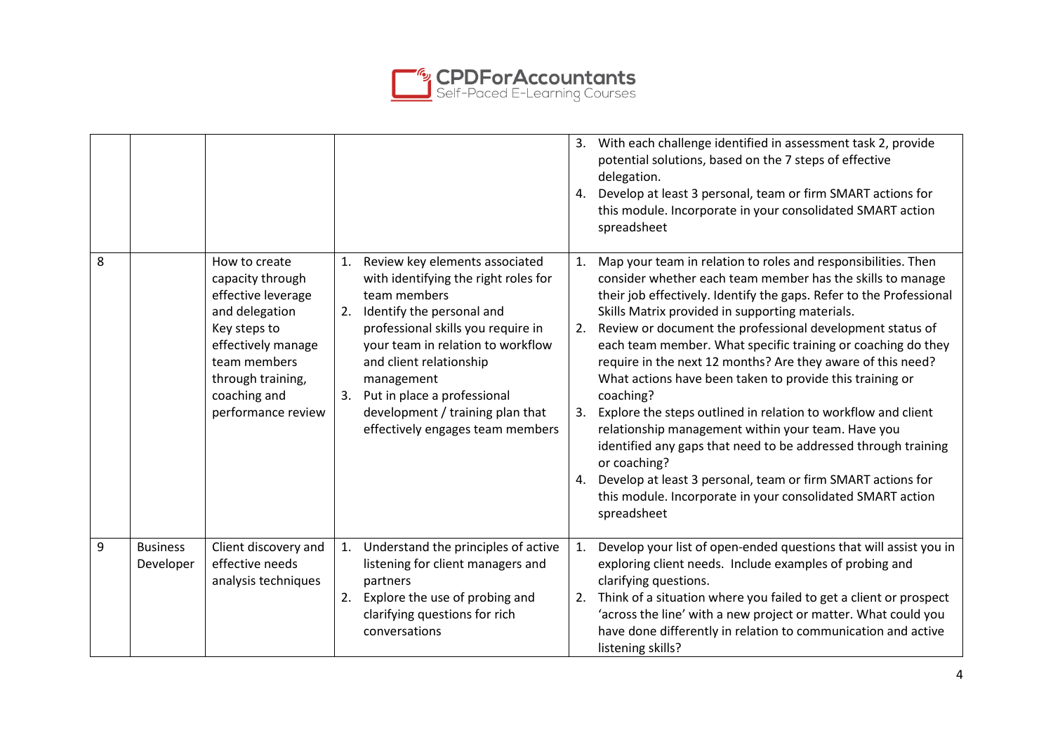| | | | | |
|---|---|---|---|---|
| | | | | 3. With each challenge identified in assessment task 2, provide potential solutions, based on the 7 steps of effective delegation.<br>4. Develop at least 3 personal, team or firm SMART actions for this module. Incorporate in your consolidated SMART action spreadsheet |
| 8 | | How to create capacity through effective leverage and delegation<br>Key steps to effectively manage team members through training, coaching and performance review | 1. Review key elements associated with identifying the right roles for team members<br>2. Identify the personal and professional skills you require in your team in relation to workflow and client relationship management<br>3. Put in place a professional development / training plan that effectively engages team members | 1. Map your team in relation to roles and responsibilities. Then consider whether each team member has the skills to manage their job effectively. Identify the gaps. Refer to the Professional Skills Matrix provided in supporting materials.<br>2. Review or document the professional development status of each team member. What specific training or coaching do they require in the next 12 months? Are they aware of this need? What actions have been taken to provide this training or coaching?<br>3. Explore the steps outlined in relation to workflow and client relationship management within your team. Have you identified any gaps that need to be addressed through training or coaching?<br>4. Develop at least 3 personal, team or firm SMART actions for this module. Incorporate in your consolidated SMART action spreadsheet |
| 9 | Business Developer | Client discovery and effective needs analysis techniques | 1. Understand the principles of active listening for client managers and partners<br>2. Explore the use of probing and clarifying questions for rich conversations | 1. Develop your list of open-ended questions that will assist you in exploring client needs. Include examples of probing and clarifying questions.<br>2. Think of a situation where you failed to get a client or prospect 'across the line' with a new project or matter. What could you have done differently in relation to communication and active listening skills? |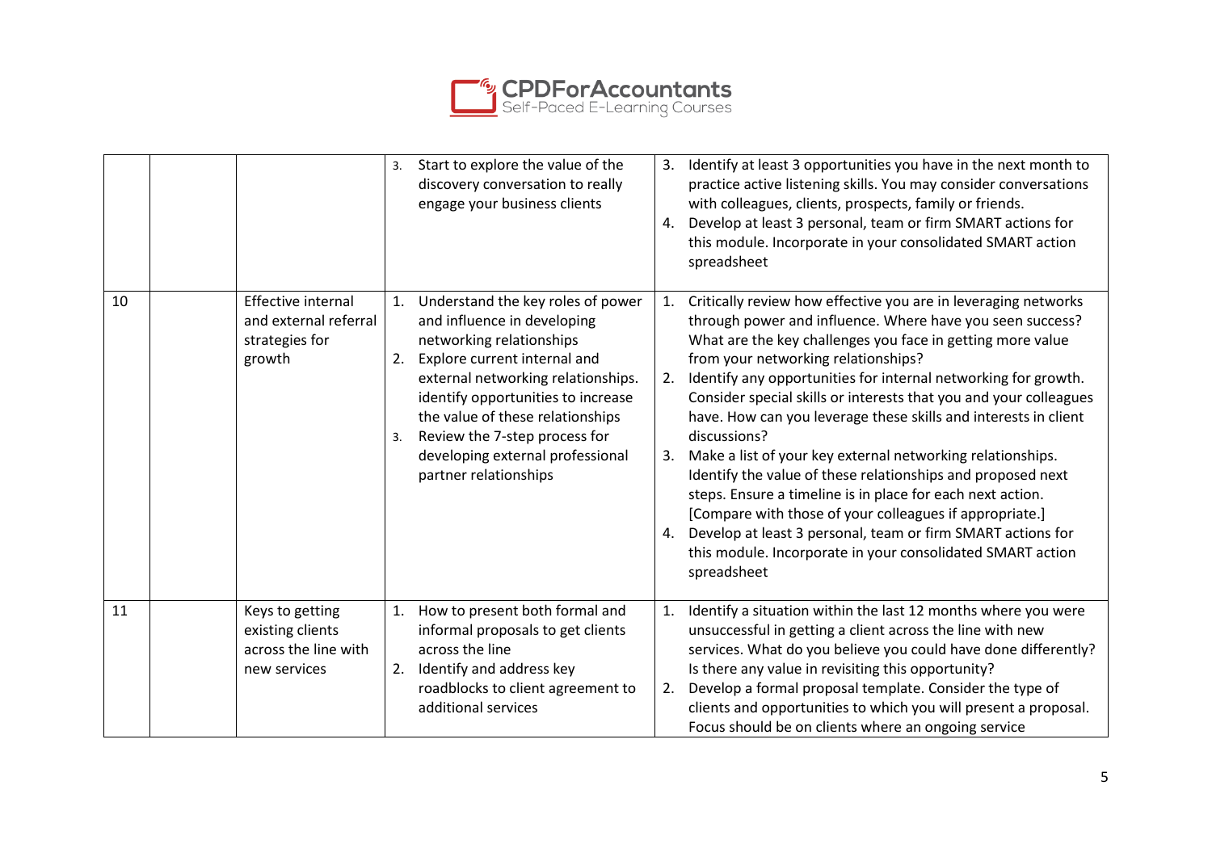| | | | | |
|---|---|---|---|---|
| | | | 3. Start to explore the value of the discovery conversation to really engage your business clients | 3. Identify at least 3 opportunities you have in the next month to practice active listening skills. You may consider conversations with colleagues, clients, prospects, family or friends.<br>4. Develop at least 3 personal, team or firm SMART actions for this module. Incorporate in your consolidated SMART action spreadsheet |
| 10 | | Effective internal and external referral strategies for growth | 1. Understand the key roles of power and influence in developing networking relationships<br>2. Explore current internal and external networking relationships. identify opportunities to increase the value of these relationships<br>3. Review the 7-step process for developing external professional partner relationships | 1. Critically review how effective you are in leveraging networks through power and influence. Where have you seen success? What are the key challenges you face in getting more value from your networking relationships?<br>2. Identify any opportunities for internal networking for growth. Consider special skills or interests that you and your colleagues have. How can you leverage these skills and interests in client discussions?<br>3. Make a list of your key external networking relationships. Identify the value of these relationships and proposed next steps. Ensure a timeline is in place for each next action. [Compare with those of your colleagues if appropriate.]<br>4. Develop at least 3 personal, team or firm SMART actions for this module. Incorporate in your consolidated SMART action spreadsheet |
| 11 | | Keys to getting existing clients across the line with new services | 1. How to present both formal and informal proposals to get clients across the line<br>2. Identify and address key roadblocks to client agreement to additional services | 1. Identify a situation within the last 12 months where you were unsuccessful in getting a client across the line with new services. What do you believe you could have done differently? Is there any value in revisiting this opportunity?<br>2. Develop a formal proposal template. Consider the type of clients and opportunities to which you will present a proposal. Focus should be on clients where an ongoing service |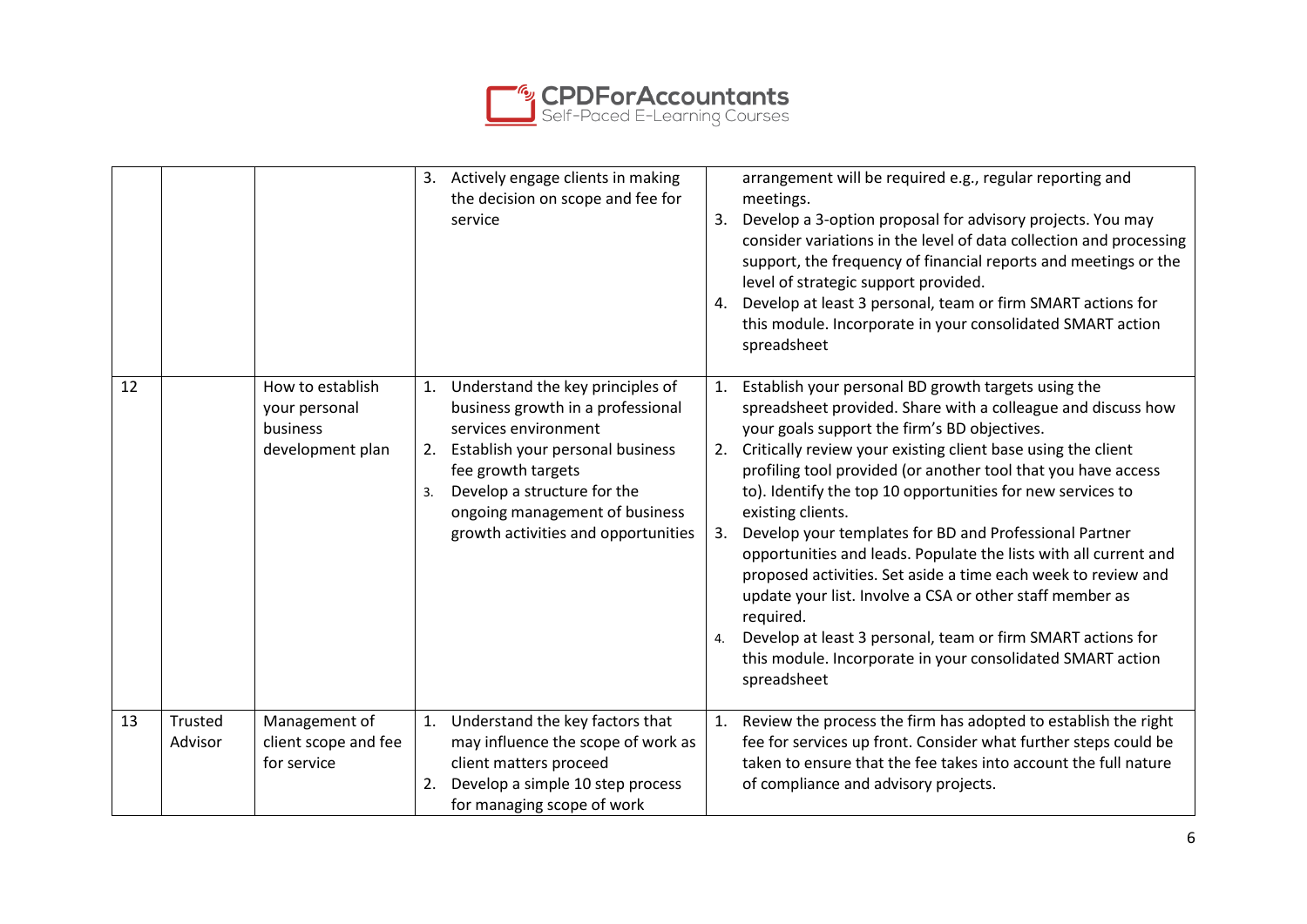| | | | | |
|---|---|---|---|---|
| | | | 3. Actively engage clients in making the decision on scope and fee for service | arrangement will be required e.g., regular reporting and meetings.<br>3. Develop a 3-option proposal for advisory projects. You may consider variations in the level of data collection and processing support, the frequency of financial reports and meetings or the level of strategic support provided.<br>4. Develop at least 3 personal, team or firm SMART actions for this module. Incorporate in your consolidated SMART action spreadsheet |
| 12 | | How to establish your personal business development plan | 1. Understand the key principles of business growth in a professional services environment<br>2. Establish your personal business fee growth targets<br>3. Develop a structure for the ongoing management of business growth activities and opportunities | 1. Establish your personal BD growth targets using the spreadsheet provided. Share with a colleague and discuss how your goals support the firm's BD objectives.<br>2. Critically review your existing client base using the client profiling tool provided (or another tool that you have access to). Identify the top 10 opportunities for new services to existing clients.<br>3. Develop your templates for BD and Professional Partner opportunities and leads. Populate the lists with all current and proposed activities. Set aside a time each week to review and update your list. Involve a CSA or other staff member as required.<br>4. Develop at least 3 personal, team or firm SMART actions for this module. Incorporate in your consolidated SMART action spreadsheet |
| 13 | Trusted Advisor | Management of client scope and fee for service | 1. Understand the key factors that may influence the scope of work as client matters proceed<br>2. Develop a simple 10 step process for managing scope of work | 1. Review the process the firm has adopted to establish the right fee for services up front. Consider what further steps could be taken to ensure that the fee takes into account the full nature of compliance and advisory projects. |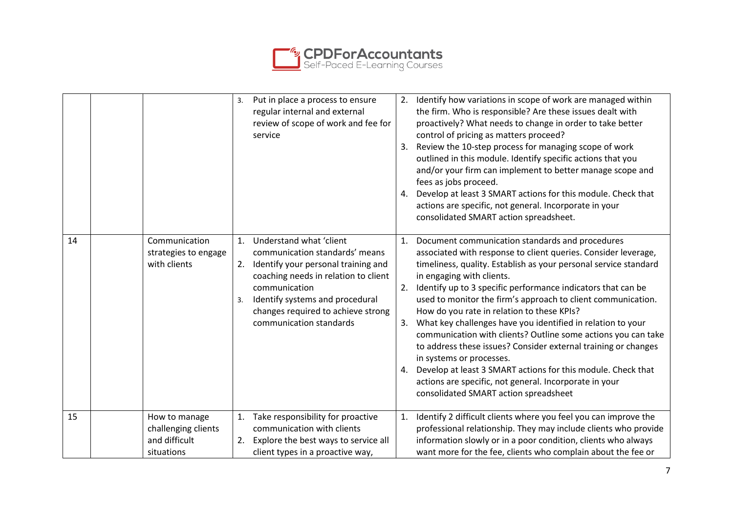| | | | | |
|---|---|---|---|---|
| | | | 3. Put in place a process to ensure regular internal and external review of scope of work and fee for service | 2. Identify how variations in scope of work are managed within the firm. Who is responsible? Are these issues dealt with proactively? What needs to change in order to take better control of pricing as matters proceed?<br>3. Review the 10-step process for managing scope of work outlined in this module. Identify specific actions that you and/or your firm can implement to better manage scope and fees as jobs proceed.<br>4. Develop at least 3 SMART actions for this module. Check that actions are specific, not general. Incorporate in your consolidated SMART action spreadsheet. |
| 14 | | Communication strategies to engage with clients | 1. Understand what 'client communication standards' means<br>2. Identify your personal training and coaching needs in relation to client communication<br>3. Identify systems and procedural changes required to achieve strong communication standards | 1. Document communication standards and procedures associated with response to client queries. Consider leverage, timeliness, quality. Establish as your personal service standard in engaging with clients.<br>2. Identify up to 3 specific performance indicators that can be used to monitor the firm's approach to client communication. How do you rate in relation to these KPIs?<br>3. What key challenges have you identified in relation to your communication with clients? Outline some actions you can take to address these issues? Consider external training or changes in systems or processes.<br>4. Develop at least 3 SMART actions for this module. Check that actions are specific, not general. Incorporate in your consolidated SMART action spreadsheet |
| 15 | | How to manage challenging clients and difficult situations | 1. Take responsibility for proactive communication with clients<br>2. Explore the best ways to service all client types in a proactive way, | 1. Identify 2 difficult clients where you feel you can improve the professional relationship. They may include clients who provide information slowly or in a poor condition, clients who always want more for the fee, clients who complain about the fee or |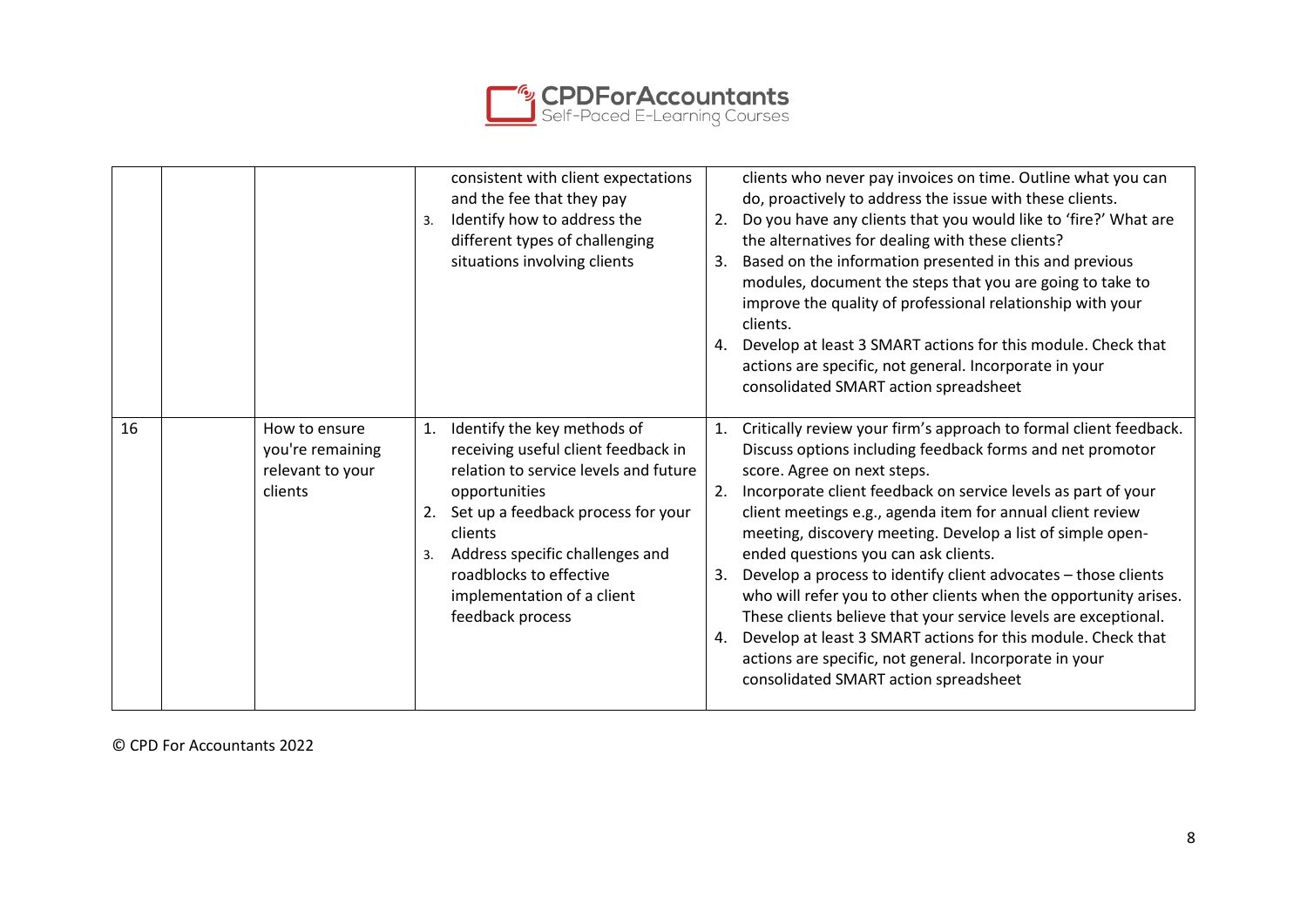| | | | | |
|---|---|---|---|---|
| | | | consistent with client expectations and the fee that they pay<br>3. Identify how to address the different types of challenging situations involving clients | clients who never pay invoices on time. Outline what you can do, proactively to address the issue with these clients.<br>2. Do you have any clients that you would like to 'fire?' What are the alternatives for dealing with these clients?<br>3. Based on the information presented in this and previous modules, document the steps that you are going to take to improve the quality of professional relationship with your clients.<br>4. Develop at least 3 SMART actions for this module. Check that actions are specific, not general. Incorporate in your consolidated SMART action spreadsheet |
| 16 | | How to ensure you're remaining relevant to your clients | 1. Identify the key methods of receiving useful client feedback in relation to service levels and future opportunities<br>2. Set up a feedback process for your clients<br>3. Address specific challenges and roadblocks to effective implementation of a client feedback process | 1. Critically review your firm's approach to formal client feedback. Discuss options including feedback forms and net promotor score. Agree on next steps.<br>2. Incorporate client feedback on service levels as part of your client meetings e.g., agenda item for annual client review meeting, discovery meeting. Develop a list of simple open-ended questions you can ask clients.<br>3. Develop a process to identify client advocates – those clients who will refer you to other clients when the opportunity arises. These clients believe that your service levels are exceptional.<br>4. Develop at least 3 SMART actions for this module. Check that actions are specific, not general. Incorporate in your consolidated SMART action spreadsheet |